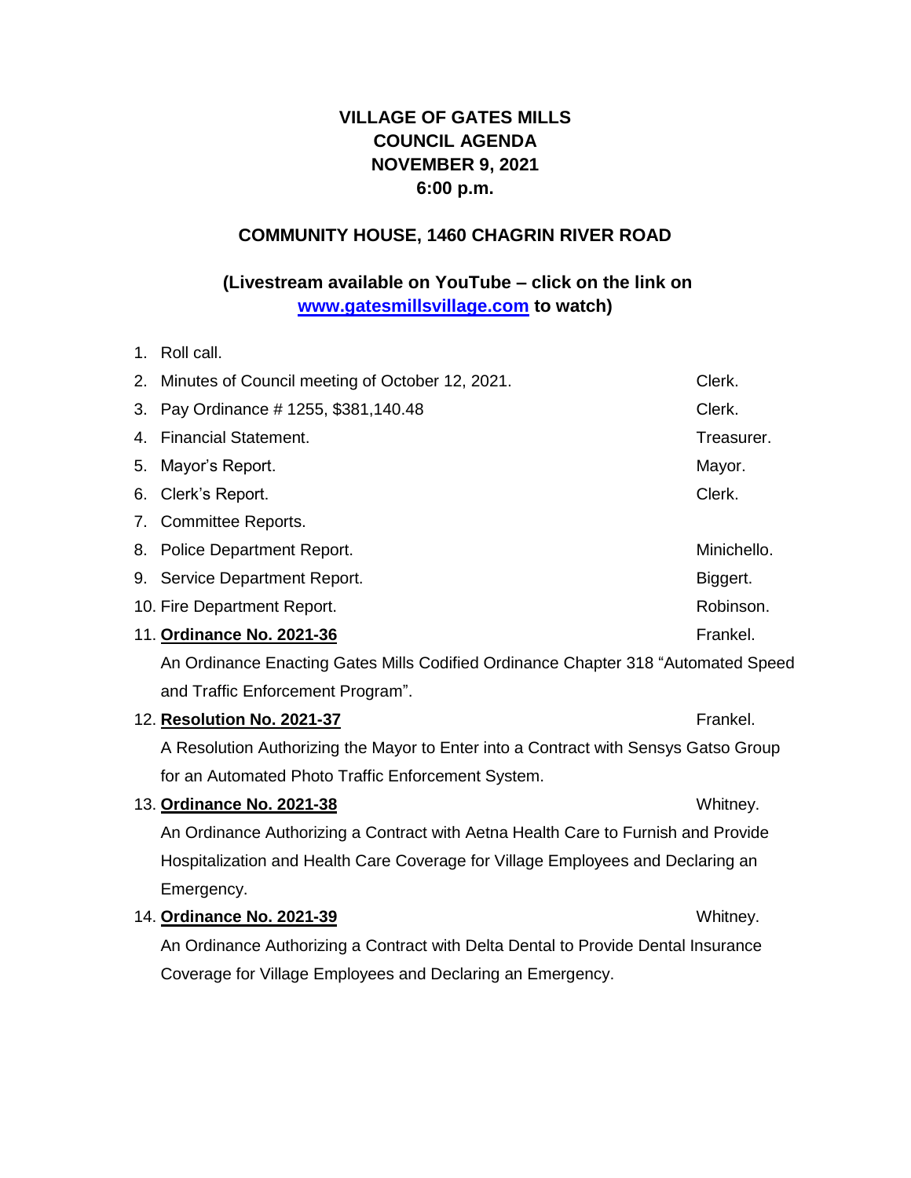# VILLAGE OF GATES MILLS
# COUNCIL AGENDA
# NOVEMBER 9, 2021
# 6:00 p.m.

## COMMUNITY HOUSE, 1460 CHAGRIN RIVER ROAD

## (Livestream available on YouTube – click on the link on [www.gatesmillsvillage.com](http://www.gatesmillsvillage.com) to watch)

1. Roll call.
2. Minutes of Council meeting of October 12, 2021. — Clerk.
3. Pay Ordinance # 1255, $381,140.48 — Clerk.
4. Financial Statement. — Treasurer.
5. Mayor's Report. — Mayor.
6. Clerk's Report. — Clerk.
7. Committee Reports.
8. Police Department Report. — Minichello.
9. Service Department Report. — Biggert.
10. Fire Department Report. — Robinson.
11. **Ordinance No. 2021-36** — Frankel.

    An Ordinance Enacting Gates Mills Codified Ordinance Chapter 318 "Automated Speed and Traffic Enforcement Program".
12. **Resolution No. 2021-37** — Frankel.

    A Resolution Authorizing the Mayor to Enter into a Contract with Sensys Gatso Group for an Automated Photo Traffic Enforcement System.
13. **Ordinance No. 2021-38** — Whitney.

    An Ordinance Authorizing a Contract with Aetna Health Care to Furnish and Provide Hospitalization and Health Care Coverage for Village Employees and Declaring an Emergency.
14. **Ordinance No. 2021-39** — Whitney.

    An Ordinance Authorizing a Contract with Delta Dental to Provide Dental Insurance Coverage for Village Employees and Declaring an Emergency.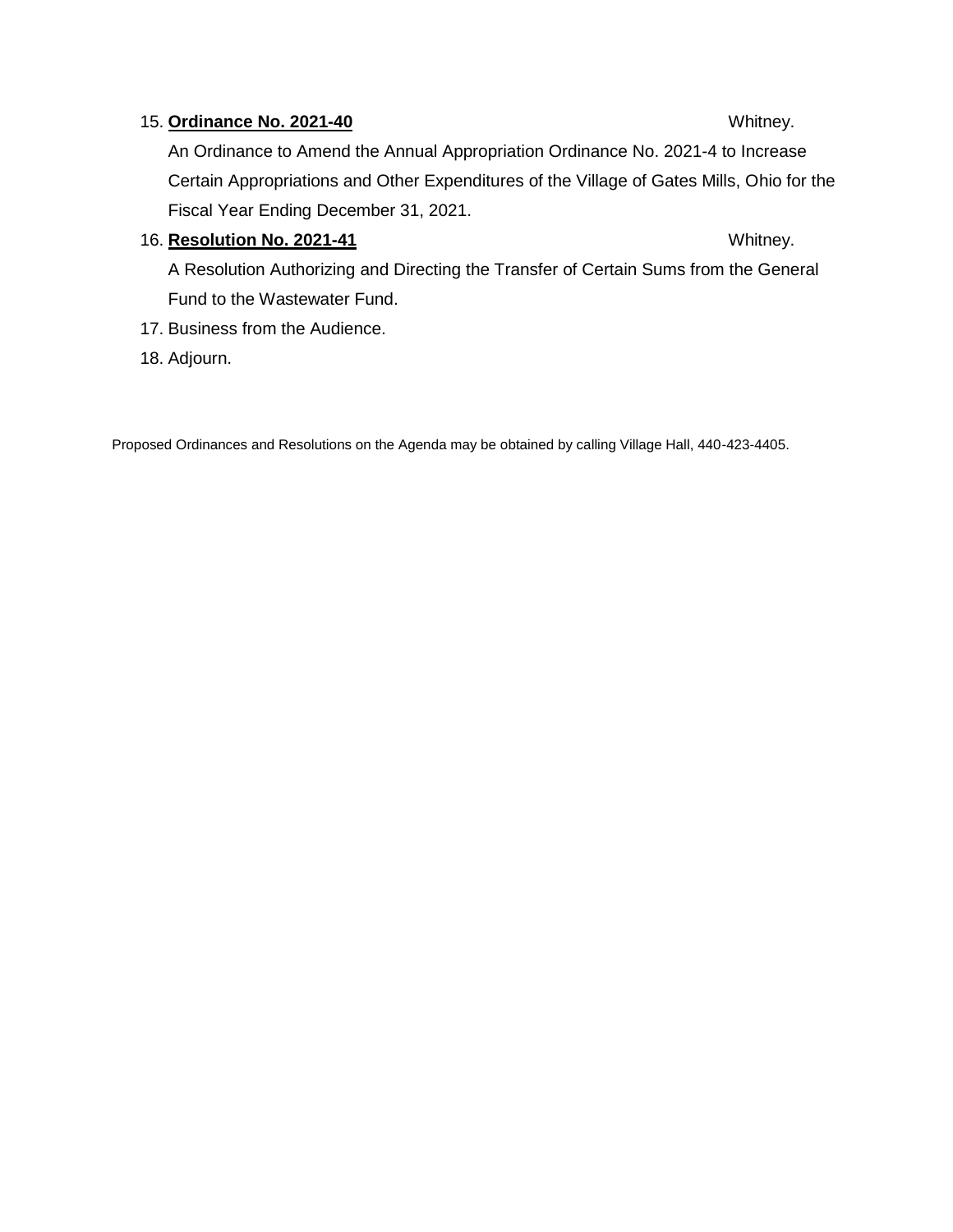15. **<u>Ordinance No. 2021-40</u>** Whitney.

    An Ordinance to Amend the Annual Appropriation Ordinance No. 2021-4 to Increase Certain Appropriations and Other Expenditures of the Village of Gates Mills, Ohio for the Fiscal Year Ending December 31, 2021.

16. **<u>Resolution No. 2021-41</u>** Whitney.

    A Resolution Authorizing and Directing the Transfer of Certain Sums from the General Fund to the Wastewater Fund.

17. Business from the Audience.
18. Adjourn.

Proposed Ordinances and Resolutions on the Agenda may be obtained by calling Village Hall, 440-423-4405.